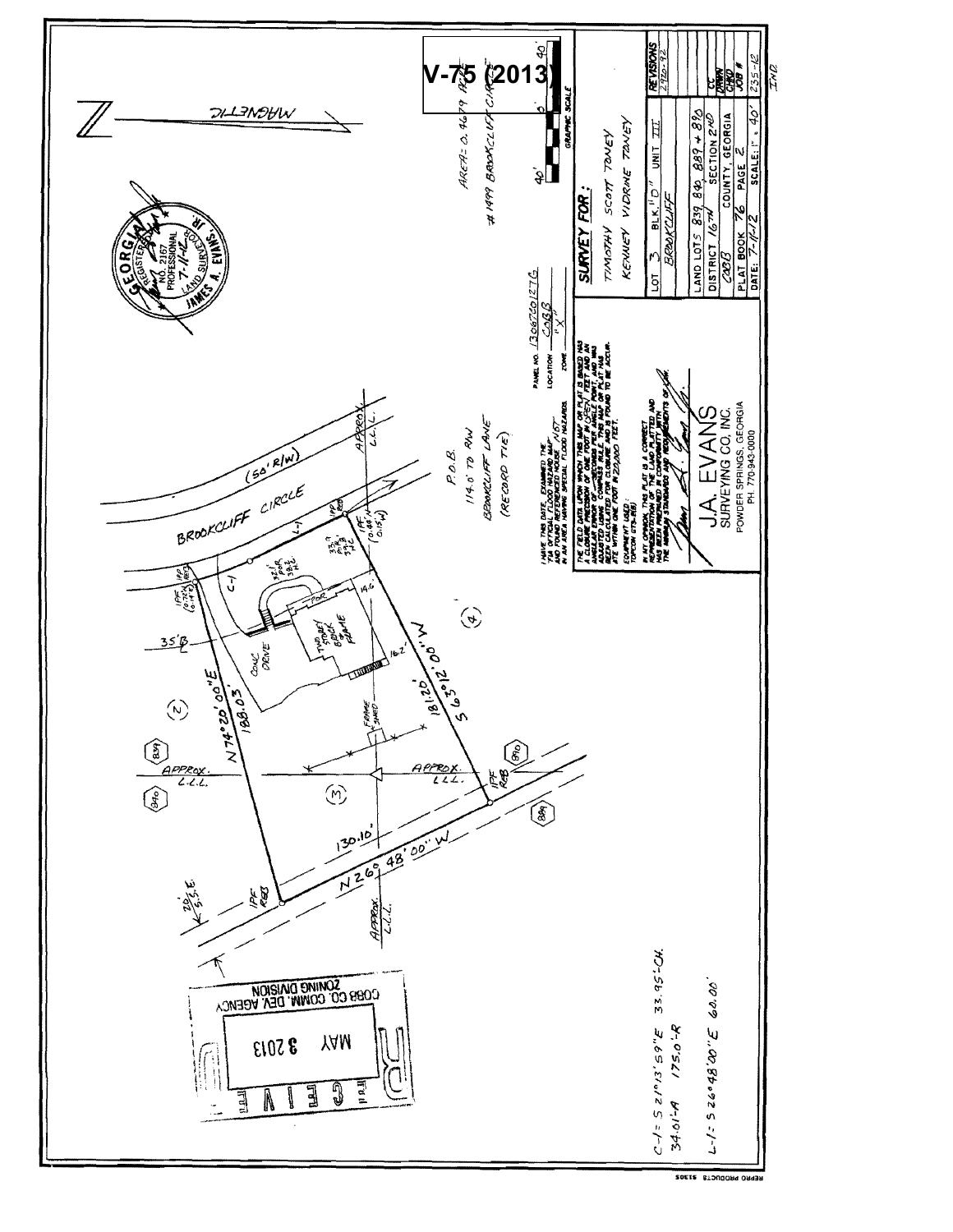V-75 (2013)

MAGNETIC

AREA = 0.4679 AC.

#1499 BROOKCLIFF CIRCLE

GRAPHIC SCALE

40' 0 20 40

GEORGIA REGISTERED NO. 2157 PROFESSIONAL LAND SURVEYOR JAMES A. EVANS, JR. 7-11-12

BROOKCLIFF CIRCLE (50' R/W)

P.O.B. 114.0' TO R/W BROOKCLIFF LANE (RECORD TIE)

35' B.L.

CONC. DRIVE

TWO STY. STUCK BRICK & FRAME

POR.

FRAME SHED

N 74°20'00"E 188.03'

S 63°12'00"W 181.20'

N 26°48'00"W 130.10'

20' S.S.E.

APPROX. L.L.L.

(2) (3) (4)

839 840 889 890

IPF REB.

C-1 = S 21°13'59"E 33.95' CH. 34.01' A 175.0' R

L-1 = S 26°48'00"E 60.00'

COBB CO. COMM. DEV. AGENCY ZONING DIVISION

RECEIVED MAY 3 2013

I HAVE THIS DATE EXAMINED THE "FIA OFFICIAL FLOOD HAZARD MAP" AND FOUND REFERENCED HOUSE NOT IN AN AREA HAVING SPECIAL FLOOD HAZARDS.

PANEL NO. 13067C0127G
LOCATION COBB
ZONE "X"

THE FIELD DATA UPON WHICH THIS MAP OR PLAT IS BASED HAS A CLOSURE PRECISION OF ONE FOOT IN 10,000 FEET AND AN ANGULAR ERROR OF 03" SECONDS PER ANGLE POINT, AND WAS ADJUSTED USING COMPASS RULE. THIS MAP OR PLAT HAS BEEN CALCULATED FOR CLOSURE AND IS FOUND TO BE ACCURATE WITHIN ONE FOOT IN 20,000 FEET.

EQUIPMENT USED: TOPCON GTS-8 ED

IN MY OPINION, THIS PLAT IS A CORRECT REPRESENTATION OF THE LAND PLATTED AND HAS BEEN PREPARED IN CONFORMITY WITH THE MINIMUM STANDARDS AND REQUIREMENTS OF LAW.

J.A. EVANS SURVEYING CO. INC.
POWDER SPRINGS, GEORGIA
PH. 770-943-0000

**SURVEY FOR:**

TIMOTHY SCOTT TONEY
KENNEY VIDRINE TONEY

| | | |
|---|---|---|
| LOT 3 BLK. "D" UNIT III BROOKCLIFF | | REVISIONS 2920-92 |
| LAND LOTS 839, 840, 889 + 890 | | DRAWN CC |
| DISTRICT 16TH SECTION 2ND | | CHKD |
| COBB COUNTY, GEORGIA | | JOB # 235-12 |
| PLAT BOOK 76 PAGE 2 | | |
| DATE: 7-11-12 | SCALE: 1" = 40' | IND |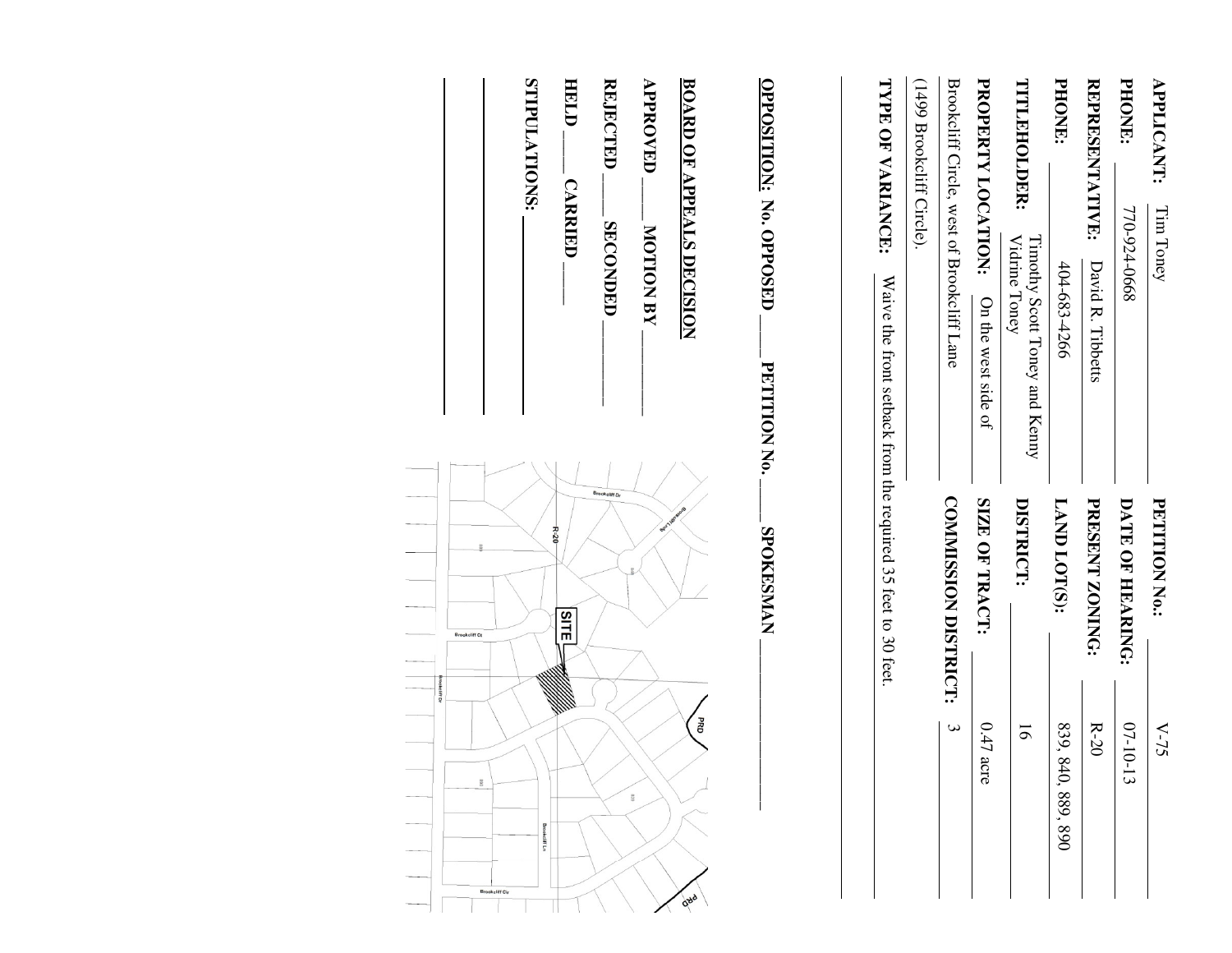**APPLICANT:** Tim Toney

**PHONE:** 770-924-0668

**REPRESENTATIVE:** David R. Tibbetts

**PHONE:** 404-683-4266

**TITLEHOLDER:** Timothy Scott Toney and Kenny Vidrine Toney

**PROPERTY LOCATION:** On the west side of Brookcliff Circle, west of Brookcliff Lane (1499 Brookcliff Circle).

**PETITION No.:** V-75

**DATE OF HEARING:** 07-10-13

**PRESENT ZONING:** R-20

**LAND LOT(S):** 839, 840, 889, 890

**DISTRICT:** 16

**SIZE OF TRACT:** 0.47 acre

**COMMISSION DISTRICT:** 3

**TYPE OF VARIANCE:** Waive the front setback from the required 35 feet to 30 feet.

**OPPOSITION:** No. OPPOSED ____ PETITION No. ____ SPOKESMAN ____________

**BOARD OF APPEALS DECISION**

**APPROVED** ____ **MOTION BY** ____________

**REJECTED** ____ **SECONDED** ____________

**HELD** ____ **CARRIED** ____

**STIPULATIONS:** ____________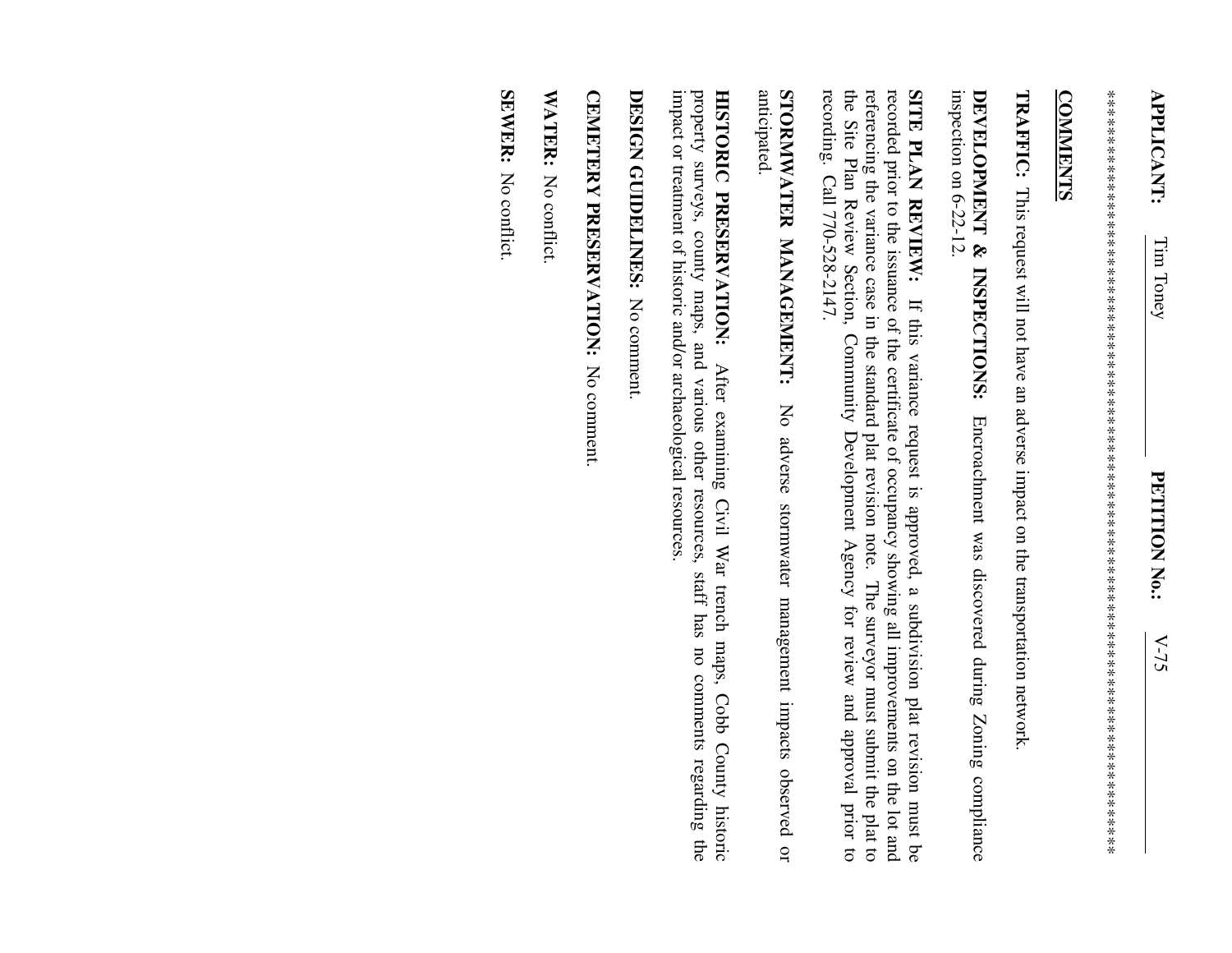**APPLICANT:** Tim Toney **PETITION No.:** V-75

**************************************************************************************************

## COMMENTS

**TRAFFIC:** This request will not have an adverse impact on the transportation network.

**DEVELOPMENT & INSPECTIONS:** Encroachment was discovered during Zoning compliance inspection on 6-22-12.

**SITE PLAN REVIEW:** If this variance request is approved, a subdivision plat revision must be recorded prior to the issuance of the certificate of occupancy showing all improvements on the lot and referencing the variance case in the standard plat revision note. The surveyor must submit the plat to the Site Plan Review Section, Community Development Agency for review and approval prior to recording. Call 770-528-2147.

**STORMWATER MANAGEMENT:** No adverse stormwater management impacts observed or anticipated.

**HISTORIC PRESERVATION:** After examining Civil War trench maps, Cobb County historic property surveys, county maps, and various other resources, staff has no comments regarding the impact or treatment of historic and/or archaeological resources.

**DESIGN GUIDELINES:** No comment.

**CEMETERY PRESERVATION:** No comment.

**WATER:** No conflict.

**SEWER:** No conflict.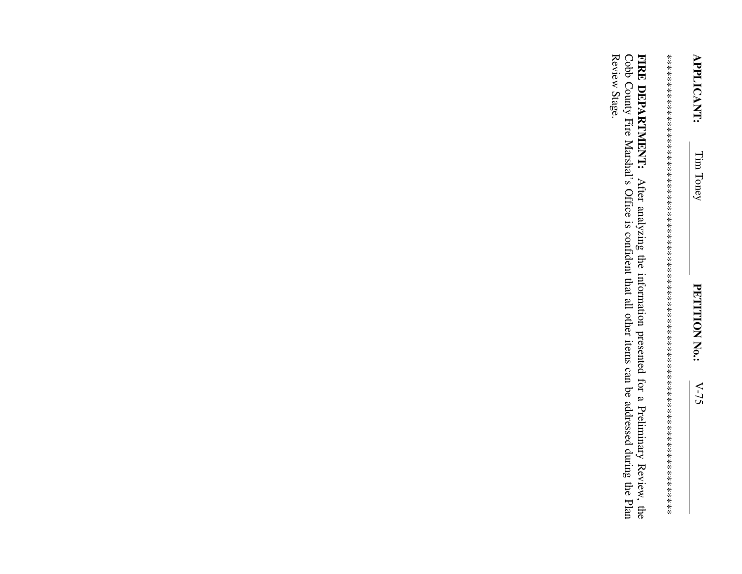**APPLICANT:** Tim Toney **PETITION No.:** V-75

*******************************************************************************************

**FIRE DEPARTMENT:** After analyzing the information presented for a Preliminary Review, the Cobb County Fire Marshal's Office is confident that all other items can be addressed during the Plan Review Stage.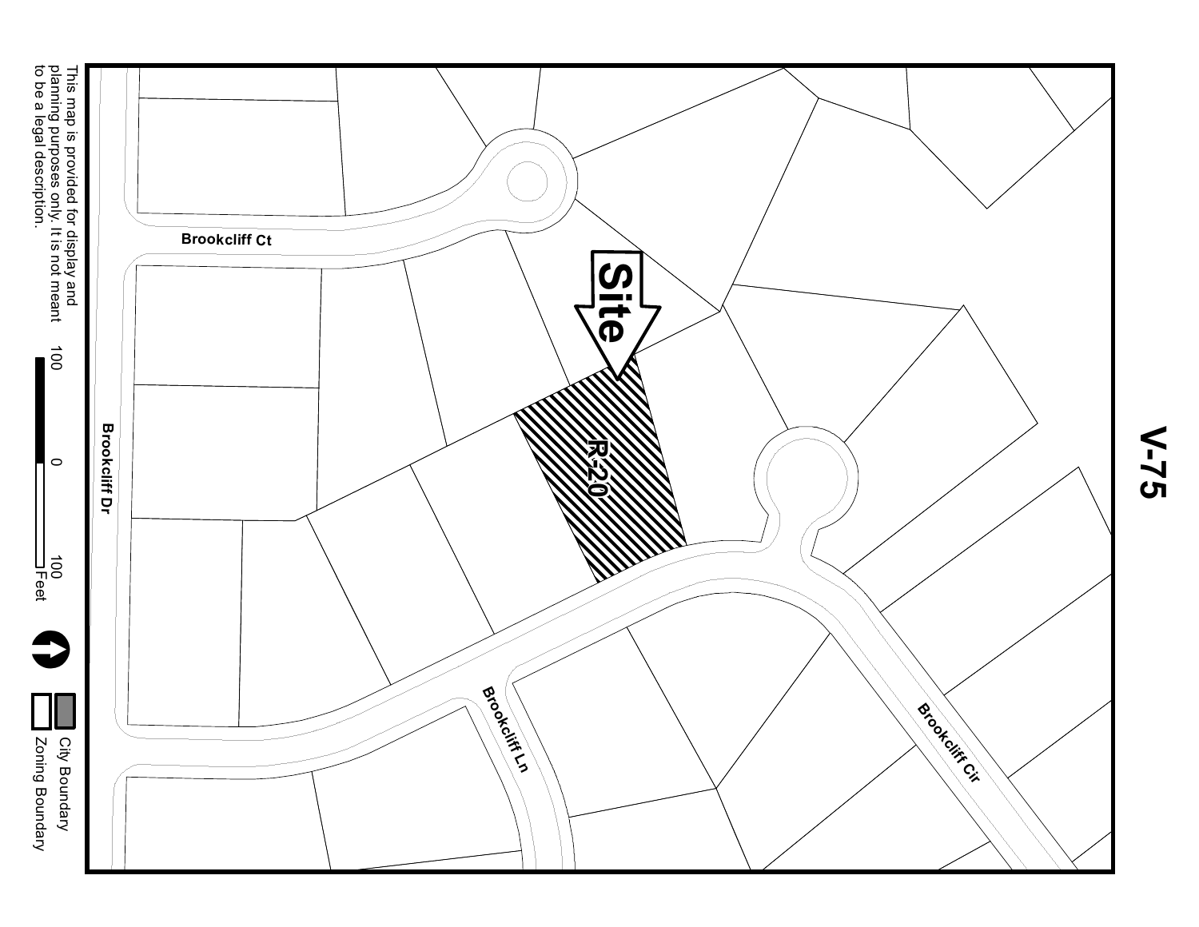# V-75

Site

R-20

Brookcliff Ct

Brookcliff Dr

Brookcliff Ln

Brookcliff Cir

This map is provided for display and planning purposes only. It is not meant to be a legal description.

100 0 100 Feet

City Boundary

Zoning Boundary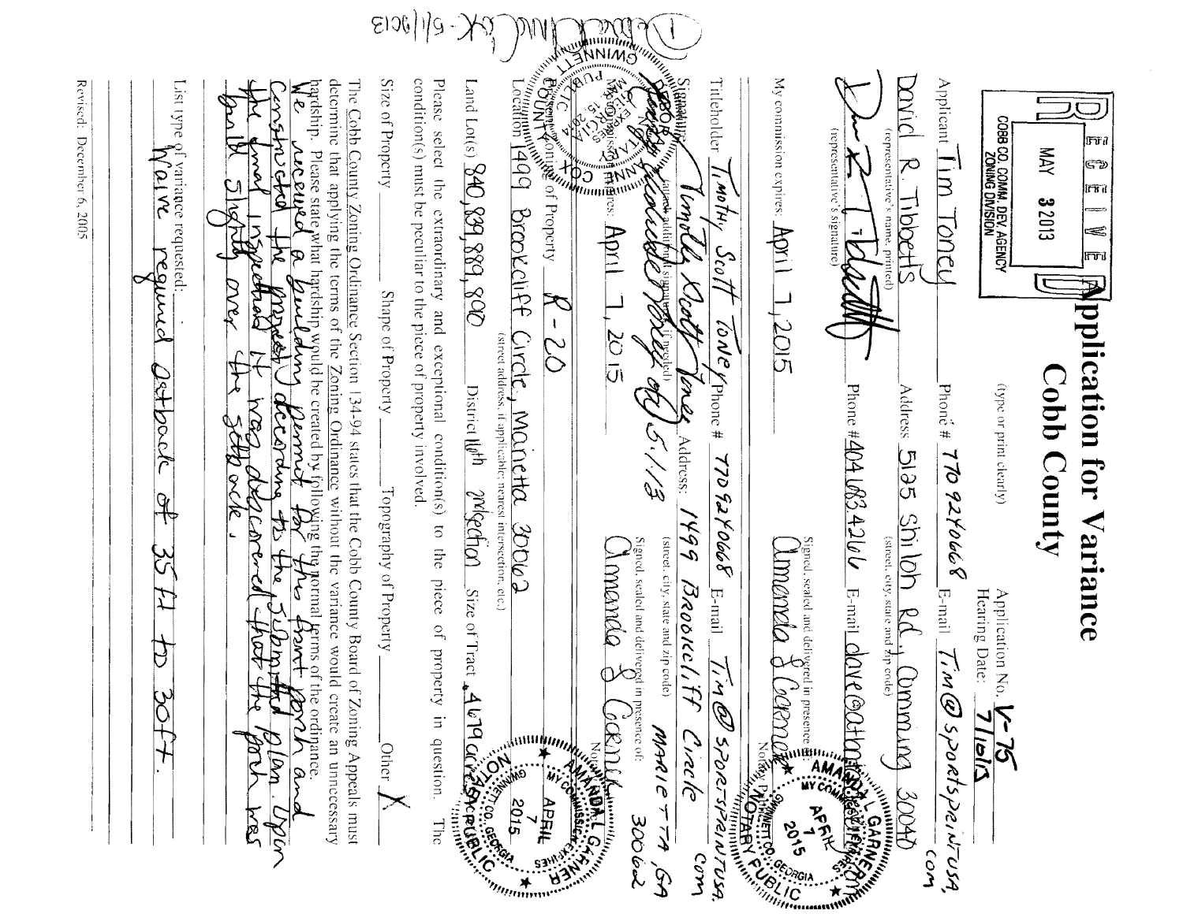# Application for Variance

# Cobb County

(type or print clearly)

Application No. V-75
Hearing Date: 7/10/13

RECEIVED
MAY 3 2013
COBB CO. COMM. DEV. AGENCY
ZONING DIVISION

Applicant Tim Toney Phone # 770 9240668 E-mail Tim@sportspaintusa.com

David R. Tibbetts Address 5135 Shiloh Rd, Cumming 30040
(representative's name, printed) (street, city, state and zip code)

(representative's signature) Phone # 404 683 4266 E-mail dave@athomeengineering...

My commission expires: April 7, 2015

Signed, sealed and delivered in presence of: Amanda L Garner
Notary Public

Titleholder Timothy Scott Toney Phone # 770 9240668 E-mail Tim@sportspaintusa.com

Signature: Timothy Scott Toney Address: 1499 Brookcliff Circle Marietta, GA 30062
(attach additional signatures, if needed) (street, city, state and zip code)

Deborah Toney 5/1/13

Signed, sealed and delivered in presence of: Amanda L Garner
Notary Public

My commission expires: April 7, 2015

Present Zoning of Property R-20

Location 1499 Brookcliff Circle, Marietta 30062
(street address, if applicable; nearest intersection, etc.)

Land Lot(s) 840, 839, 889, 890 District 16th 2nd Section Size of Tract .4619 acre

Please select the extraordinary and exceptional condition(s) to the piece of property in question. The condition(s) must be peculiar to the piece of property involved.

Size of Property ______ Shape of Property ______ Topography of Property ______ Other X

The Cobb County Zoning Ordinance Section 134-94 states that the Cobb County Board of Zoning Appeals must determine that applying the terms of the Zoning Ordinance without the variance would create an unnecessary hardship. Please state what hardship would be created by following the normal terms of the ordinance.

We received a building permit for the front porch and constructed the project according to the submitted plan. Upon the final inspection it was discovered that the porch was built slightly over the setback.

List type of variance requested: Waive required setback of 35 ft to 30 ft.

Revised: December 6, 2005

Debra Alexander Cox - 5/1/2013